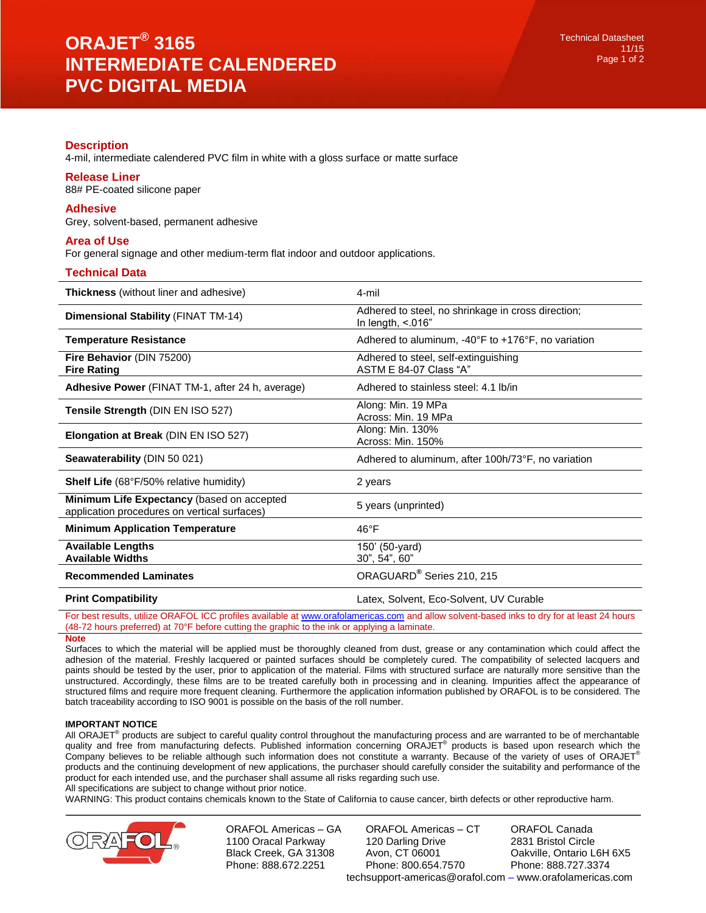# ORAJET® 3165 INTERMEDIATE CALENDERED PVC DIGITAL MEDIA

Technical Datasheet
11/15

## Description

4-mil, intermediate calendered PVC film in white with a gloss surface or matte surface

## Release Liner

88# PE-coated silicone paper

## Adhesive

Grey, solvent-based, permanent adhesive

## Area of Use

For general signage and other medium-term flat indoor and outdoor applications.

## Technical Data

| | |
|---|---|
| **Thickness** (without liner and adhesive) | 4-mil |
| **Dimensional Stability** (FINAT TM-14) | Adhered to steel, no shrinkage in cross direction; In length, <.016" |
| **Temperature Resistance** | Adhered to aluminum, -40°F to +176°F, no variation |
| **Fire Behavior** (DIN 75200)<br>**Fire Rating** | Adhered to steel, self-extinguishing<br>ASTM E 84-07 Class "A" |
| **Adhesive Power** (FINAT TM-1, after 24 h, average) | Adhered to stainless steel: 4.1 lb/in |
| **Tensile Strength** (DIN EN ISO 527) | Along: Min. 19 MPa<br>Across: Min. 19 MPa |
| **Elongation at Break** (DIN EN ISO 527) | Along: Min. 130%<br>Across: Min. 150% |
| **Seawaterability** (DIN 50 021) | Adhered to aluminum, after 100h/73°F, no variation |
| **Shelf Life** (68°F/50% relative humidity) | 2 years |
| **Minimum Life Expectancy** (based on accepted application procedures on vertical surfaces) | 5 years (unprinted) |
| **Minimum Application Temperature** | 46°F |
| **Available Lengths**<br>**Available Widths** | 150' (50-yard)<br>30", 54", 60" |
| **Recommended Laminates** | ORAGUARD® Series 210, 215 |
| **Print Compatibility** | Latex, Solvent, Eco-Solvent, UV Curable |

For best results, utilize ORAFOL ICC profiles available at www.orafolamericas.com and allow solvent-based inks to dry for at least 24 hours (48-72 hours preferred) at 70°F before cutting the graphic to the ink or applying a laminate.

**Note**

Surfaces to which the material will be applied must be thoroughly cleaned from dust, grease or any contamination which could affect the adhesion of the material. Freshly lacquered or painted surfaces should be completely cured. The compatibility of selected lacquers and paints should be tested by the user, prior to application of the material. Films with structured surface are naturally more sensitive than the unstructured. Accordingly, these films are to be treated carefully both in processing and in cleaning. Impurities affect the appearance of structured films and require more frequent cleaning. Furthermore the application information published by ORAFOL is to be considered. The batch traceability according to ISO 9001 is possible on the basis of the roll number.

**IMPORTANT NOTICE**

All ORAJET® products are subject to careful quality control throughout the manufacturing process and are warranted to be of merchantable quality and free from manufacturing defects. Published information concerning ORAJET® products is based upon research which the Company believes to be reliable although such information does not constitute a warranty. Because of the variety of uses of ORAJET® products and the continuing development of new applications, the purchaser should carefully consider the suitability and performance of the product for each intended use, and the purchaser shall assume all risks regarding such use.
All specifications are subject to change without prior notice.
WARNING: This product contains chemicals known to the State of California to cause cancer, birth defects or other reproductive harm.

ORAFOL Americas – GA
1100 Oracal Parkway
Black Creek, GA 31308
Phone: 888.672.2251

ORAFOL Americas – CT
120 Darling Drive
Avon, CT 06001
Phone: 800.654.7570

ORAFOL Canada
2831 Bristol Circle
Oakville, Ontario L6H 6X5
Phone: 888.727.3374

techsupport-americas@orafol.com – www.orafolamericas.com